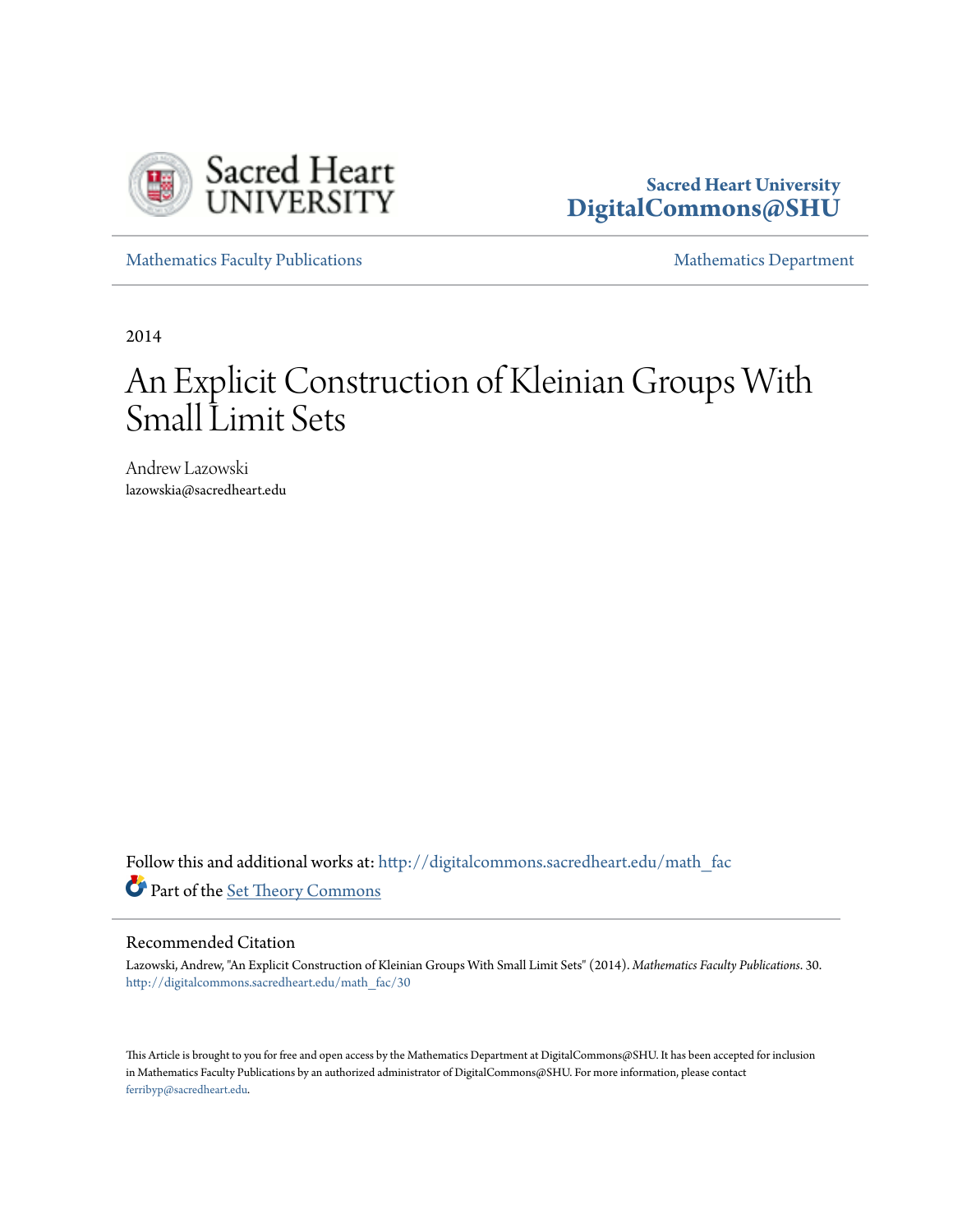Sacred Heart University
DigitalCommons@SHU

Mathematics Faculty Publications | Mathematics Department

2014

# An Explicit Construction of Kleinian Groups With Small Limit Sets

Andrew Lazowski
lazowskia@sacredheart.edu

Follow this and additional works at: http://digitalcommons.sacredheart.edu/math_fac

Part of the Set Theory Commons

## Recommended Citation

Lazowski, Andrew, "An Explicit Construction of Kleinian Groups With Small Limit Sets" (2014). *Mathematics Faculty Publications*. 30.
http://digitalcommons.sacredheart.edu/math_fac/30

This Article is brought to you for free and open access by the Mathematics Department at DigitalCommons@SHU. It has been accepted for inclusion in Mathematics Faculty Publications by an authorized administrator of DigitalCommons@SHU. For more information, please contact ferribyp@sacredheart.edu.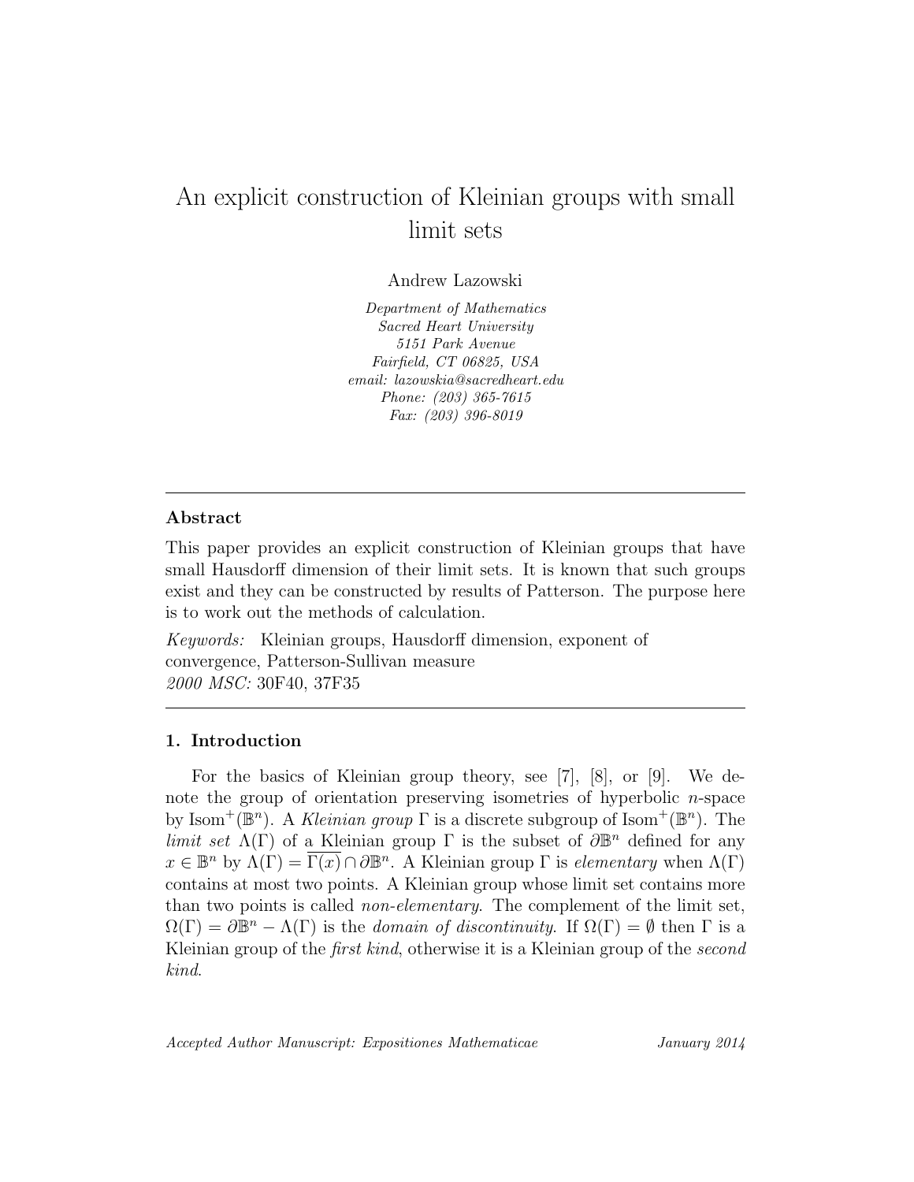# An explicit construction of Kleinian groups with small limit sets

Andrew Lazowski

*Department of Mathematics*
*Sacred Heart University*
*5151 Park Avenue*
*Fairfield, CT 06825, USA*
*email: lazowskia@sacredheart.edu*
*Phone: (203) 365-7615*
*Fax: (203) 396-8019*

---

**Abstract**

This paper provides an explicit construction of Kleinian groups that have small Hausdorff dimension of their limit sets. It is known that such groups exist and they can be constructed by results of Patterson. The purpose here is to work out the methods of calculation.

*Keywords:* Kleinian groups, Hausdorff dimension, exponent of convergence, Patterson-Sullivan measure
*2000 MSC:* 30F40, 37F35

---

## 1. Introduction

For the basics of Kleinian group theory, see [7], [8], or [9]. We denote the group of orientation preserving isometries of hyperbolic $n$-space by $\text{Isom}^+(\mathbb{B}^n)$. A *Kleinian group* $\Gamma$ is a discrete subgroup of $\text{Isom}^+(\mathbb{B}^n)$. The *limit set* $\Lambda(\Gamma)$ of a Kleinian group $\Gamma$ is the subset of $\partial\mathbb{B}^n$ defined for any $x \in \mathbb{B}^n$ by $\Lambda(\Gamma) = \overline{\Gamma(x)} \cap \partial\mathbb{B}^n$. A Kleinian group $\Gamma$ is *elementary* when $\Lambda(\Gamma)$ contains at most two points. A Kleinian group whose limit set contains more than two points is called *non-elementary*. The complement of the limit set, $\Omega(\Gamma) = \partial\mathbb{B}^n - \Lambda(\Gamma)$ is the *domain of discontinuity*. If $\Omega(\Gamma) = \emptyset$ then $\Gamma$ is a Kleinian group of the *first kind*, otherwise it is a Kleinian group of the *second kind*.

*Accepted Author Manuscript: Expositiones Mathematicae* January 2014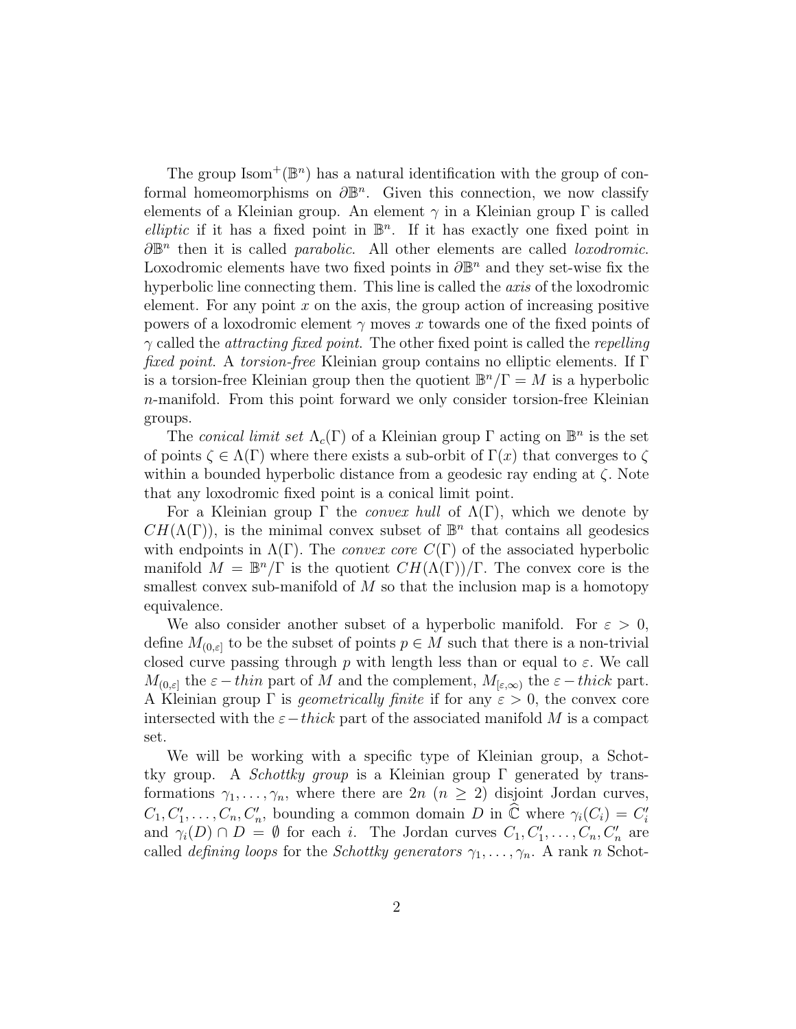The group $\text{Isom}^+(\mathbb{B}^n)$ has a natural identification with the group of conformal homeomorphisms on $\partial\mathbb{B}^n$. Given this connection, we now classify elements of a Kleinian group. An element $\gamma$ in a Kleinian group $\Gamma$ is called *elliptic* if it has a fixed point in $\mathbb{B}^n$. If it has exactly one fixed point in $\partial\mathbb{B}^n$ then it is called *parabolic*. All other elements are called *loxodromic*. Loxodromic elements have two fixed points in $\partial\mathbb{B}^n$ and they set-wise fix the hyperbolic line connecting them. This line is called the *axis* of the loxodromic element. For any point $x$ on the axis, the group action of increasing positive powers of a loxodromic element $\gamma$ moves $x$ towards one of the fixed points of $\gamma$ called the *attracting fixed point*. The other fixed point is called the *repelling fixed point*. A *torsion-free* Kleinian group contains no elliptic elements. If $\Gamma$ is a torsion-free Kleinian group then the quotient $\mathbb{B}^n/\Gamma = M$ is a hyperbolic $n$-manifold. From this point forward we only consider torsion-free Kleinian groups.

The *conical limit set* $\Lambda_c(\Gamma)$ of a Kleinian group $\Gamma$ acting on $\mathbb{B}^n$ is the set of points $\zeta \in \Lambda(\Gamma)$ where there exists a sub-orbit of $\Gamma(x)$ that converges to $\zeta$ within a bounded hyperbolic distance from a geodesic ray ending at $\zeta$. Note that any loxodromic fixed point is a conical limit point.

For a Kleinian group $\Gamma$ the *convex hull* of $\Lambda(\Gamma)$, which we denote by $CH(\Lambda(\Gamma))$, is the minimal convex subset of $\mathbb{B}^n$ that contains all geodesics with endpoints in $\Lambda(\Gamma)$. The *convex core* $C(\Gamma)$ of the associated hyperbolic manifold $M = \mathbb{B}^n/\Gamma$ is the quotient $CH(\Lambda(\Gamma))/\Gamma$. The convex core is the smallest convex sub-manifold of $M$ so that the inclusion map is a homotopy equivalence.

We also consider another subset of a hyperbolic manifold. For $\varepsilon > 0$, define $M_{(0,\varepsilon]}$ to be the subset of points $p \in M$ such that there is a non-trivial closed curve passing through $p$ with length less than or equal to $\varepsilon$. We call $M_{(0,\varepsilon]}$ the $\varepsilon-thin$ part of $M$ and the complement, $M_{[\varepsilon,\infty)}$ the $\varepsilon-thick$ part. A Kleinian group $\Gamma$ is *geometrically finite* if for any $\varepsilon > 0$, the convex core intersected with the $\varepsilon-thick$ part of the associated manifold $M$ is a compact set.

We will be working with a specific type of Kleinian group, a Schottky group. A *Schottky group* is a Kleinian group $\Gamma$ generated by transformations $\gamma_1, \dots, \gamma_n$, where there are $2n$ ($n \geq 2$) disjoint Jordan curves, $C_1, C_1', \dots, C_n, C_n'$, bounding a common domain $D$ in $\widehat{\mathbb{C}}$ where $\gamma_i(C_i) = C_i'$ and $\gamma_i(D) \cap D = \emptyset$ for each $i$. The Jordan curves $C_1, C_1', \dots, C_n, C_n'$ are called *defining loops* for the *Schottky generators* $\gamma_1, \dots, \gamma_n$. A rank $n$ Schot-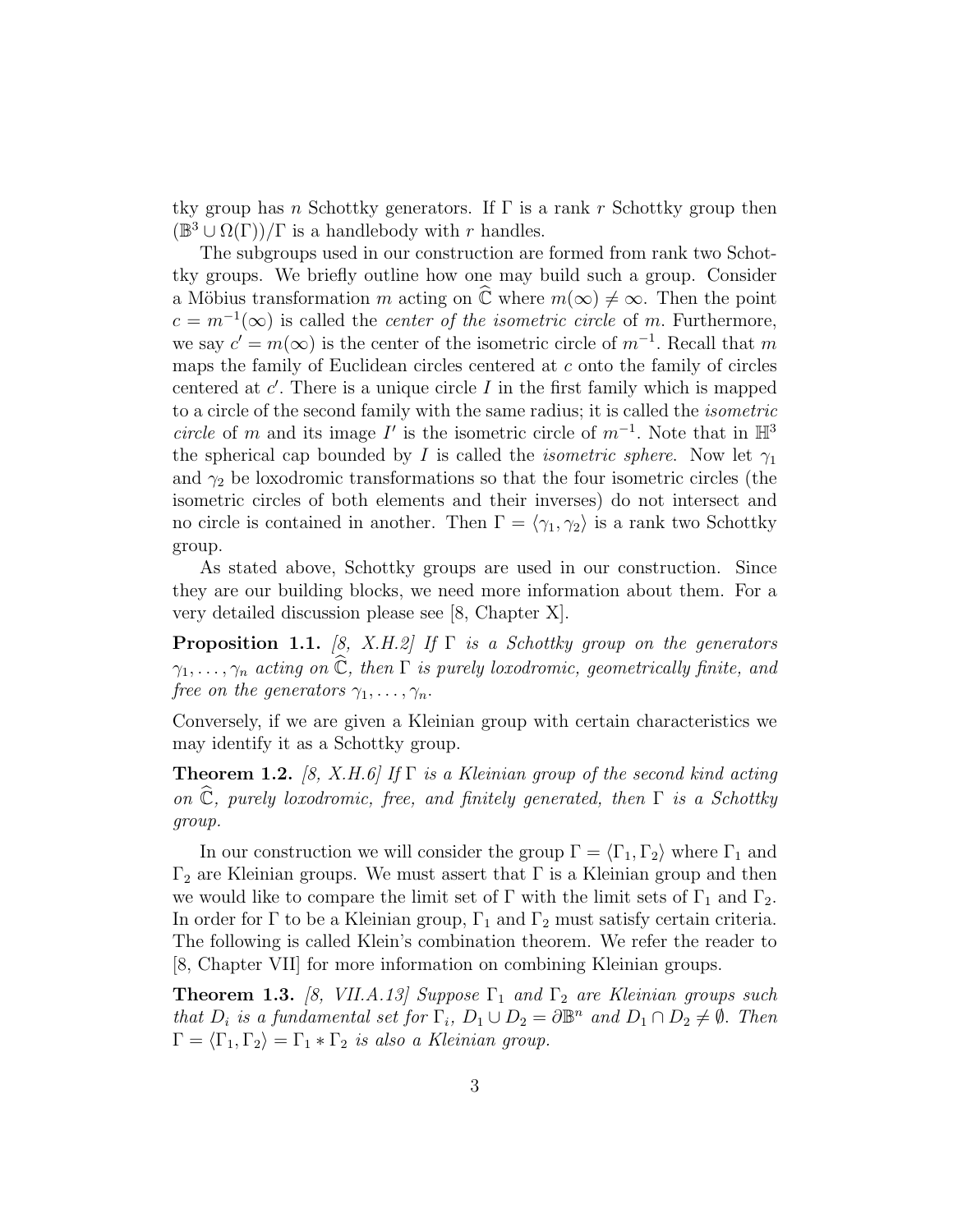tky group has $n$ Schottky generators. If $\Gamma$ is a rank $r$ Schottky group then $(\mathbb{B}^3 \cup \Omega(\Gamma))/\Gamma$ is a handlebody with $r$ handles.

The subgroups used in our construction are formed from rank two Schottky groups. We briefly outline how one may build such a group. Consider a Möbius transformation $m$ acting on $\widehat{\mathbb{C}}$ where $m(\infty) \neq \infty$. Then the point $c = m^{-1}(\infty)$ is called the *center of the isometric circle* of $m$. Furthermore, we say $c' = m(\infty)$ is the center of the isometric circle of $m^{-1}$. Recall that $m$ maps the family of Euclidean circles centered at $c$ onto the family of circles centered at $c'$. There is a unique circle $I$ in the first family which is mapped to a circle of the second family with the same radius; it is called the *isometric circle* of $m$ and its image $I'$ is the isometric circle of $m^{-1}$. Note that in $\mathbb{H}^3$ the spherical cap bounded by $I$ is called the *isometric sphere*. Now let $\gamma_1$ and $\gamma_2$ be loxodromic transformations so that the four isometric circles (the isometric circles of both elements and their inverses) do not intersect and no circle is contained in another. Then $\Gamma = \langle \gamma_1, \gamma_2 \rangle$ is a rank two Schottky group.

As stated above, Schottky groups are used in our construction. Since they are our building blocks, we need more information about them. For a very detailed discussion please see [8, Chapter X].

**Proposition 1.1.** *[8, X.H.2] If $\Gamma$ is a Schottky group on the generators $\gamma_1, \ldots, \gamma_n$ acting on $\widehat{\mathbb{C}}$, then $\Gamma$ is purely loxodromic, geometrically finite, and free on the generators $\gamma_1, \ldots, \gamma_n$.*

Conversely, if we are given a Kleinian group with certain characteristics we may identify it as a Schottky group.

**Theorem 1.2.** *[8, X.H.6] If $\Gamma$ is a Kleinian group of the second kind acting on $\widehat{\mathbb{C}}$, purely loxodromic, free, and finitely generated, then $\Gamma$ is a Schottky group.*

In our construction we will consider the group $\Gamma = \langle \Gamma_1, \Gamma_2 \rangle$ where $\Gamma_1$ and $\Gamma_2$ are Kleinian groups. We must assert that $\Gamma$ is a Kleinian group and then we would like to compare the limit set of $\Gamma$ with the limit sets of $\Gamma_1$ and $\Gamma_2$. In order for $\Gamma$ to be a Kleinian group, $\Gamma_1$ and $\Gamma_2$ must satisfy certain criteria. The following is called Klein's combination theorem. We refer the reader to [8, Chapter VII] for more information on combining Kleinian groups.

**Theorem 1.3.** *[8, VII.A.13] Suppose $\Gamma_1$ and $\Gamma_2$ are Kleinian groups such that $D_i$ is a fundamental set for $\Gamma_i$, $D_1 \cup D_2 = \partial \mathbb{B}^n$ and $D_1 \cap D_2 \neq \emptyset$. Then $\Gamma = \langle \Gamma_1, \Gamma_2 \rangle = \Gamma_1 * \Gamma_2$ is also a Kleinian group.*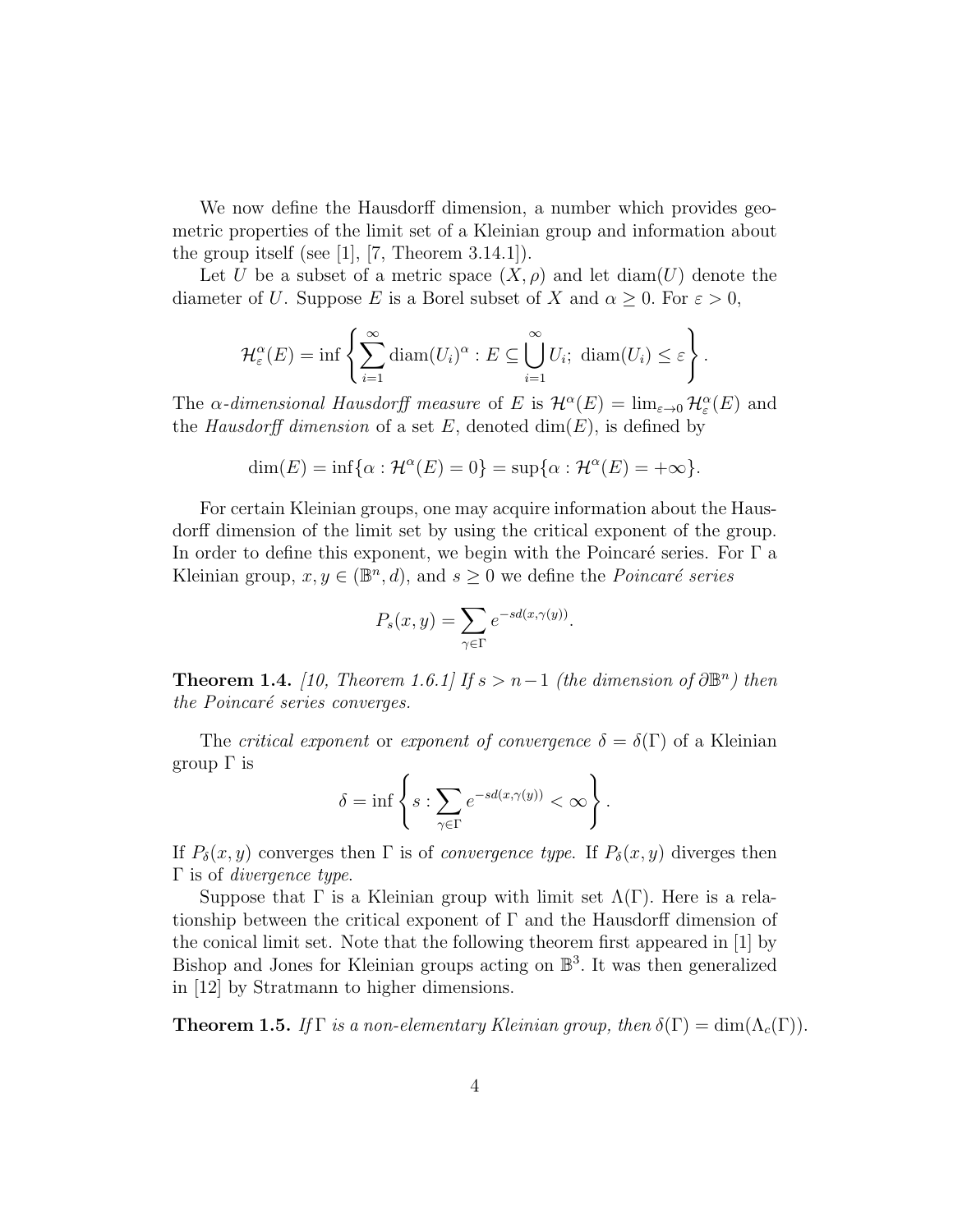We now define the Hausdorff dimension, a number which provides geometric properties of the limit set of a Kleinian group and information about the group itself (see [1], [7, Theorem 3.14.1]).

Let $U$ be a subset of a metric space $(X, \rho)$ and let $\operatorname{diam}(U)$ denote the diameter of $U$. Suppose $E$ is a Borel subset of $X$ and $\alpha \geq 0$. For $\varepsilon > 0$,

$$\mathcal{H}^{\alpha}_{\varepsilon}(E) = \inf \left\{ \sum_{i=1}^{\infty} \operatorname{diam}(U_i)^{\alpha} : E \subseteq \bigcup_{i=1}^{\infty} U_i;\ \operatorname{diam}(U_i) \leq \varepsilon \right\}.$$

The *$\alpha$-dimensional Hausdorff measure* of $E$ is $\mathcal{H}^{\alpha}(E) = \lim_{\varepsilon \to 0} \mathcal{H}^{\alpha}_{\varepsilon}(E)$ and the *Hausdorff dimension* of a set $E$, denoted $\dim(E)$, is defined by

$$\dim(E) = \inf\{\alpha : \mathcal{H}^{\alpha}(E) = 0\} = \sup\{\alpha : \mathcal{H}^{\alpha}(E) = +\infty\}.$$

For certain Kleinian groups, one may acquire information about the Hausdorff dimension of the limit set by using the critical exponent of the group. In order to define this exponent, we begin with the Poincaré series. For $\Gamma$ a Kleinian group, $x, y \in (\mathbb{B}^n, d)$, and $s \geq 0$ we define the *Poincaré series*

$$P_s(x, y) = \sum_{\gamma \in \Gamma} e^{-sd(x, \gamma(y))}.$$

**Theorem 1.4.** *[10, Theorem 1.6.1] If $s > n-1$ (the dimension of $\partial\mathbb{B}^n$) then the Poincaré series converges.*

The *critical exponent* or *exponent of convergence* $\delta = \delta(\Gamma)$ of a Kleinian group $\Gamma$ is

$$\delta = \inf \left\{ s : \sum_{\gamma \in \Gamma} e^{-sd(x, \gamma(y))} < \infty \right\}.$$

If $P_\delta(x, y)$ converges then $\Gamma$ is of *convergence type*. If $P_\delta(x, y)$ diverges then $\Gamma$ is of *divergence type*.

Suppose that $\Gamma$ is a Kleinian group with limit set $\Lambda(\Gamma)$. Here is a relationship between the critical exponent of $\Gamma$ and the Hausdorff dimension of the conical limit set. Note that the following theorem first appeared in [1] by Bishop and Jones for Kleinian groups acting on $\mathbb{B}^3$. It was then generalized in [12] by Stratmann to higher dimensions.

**Theorem 1.5.** *If $\Gamma$ is a non-elementary Kleinian group, then $\delta(\Gamma) = \dim(\Lambda_c(\Gamma))$.*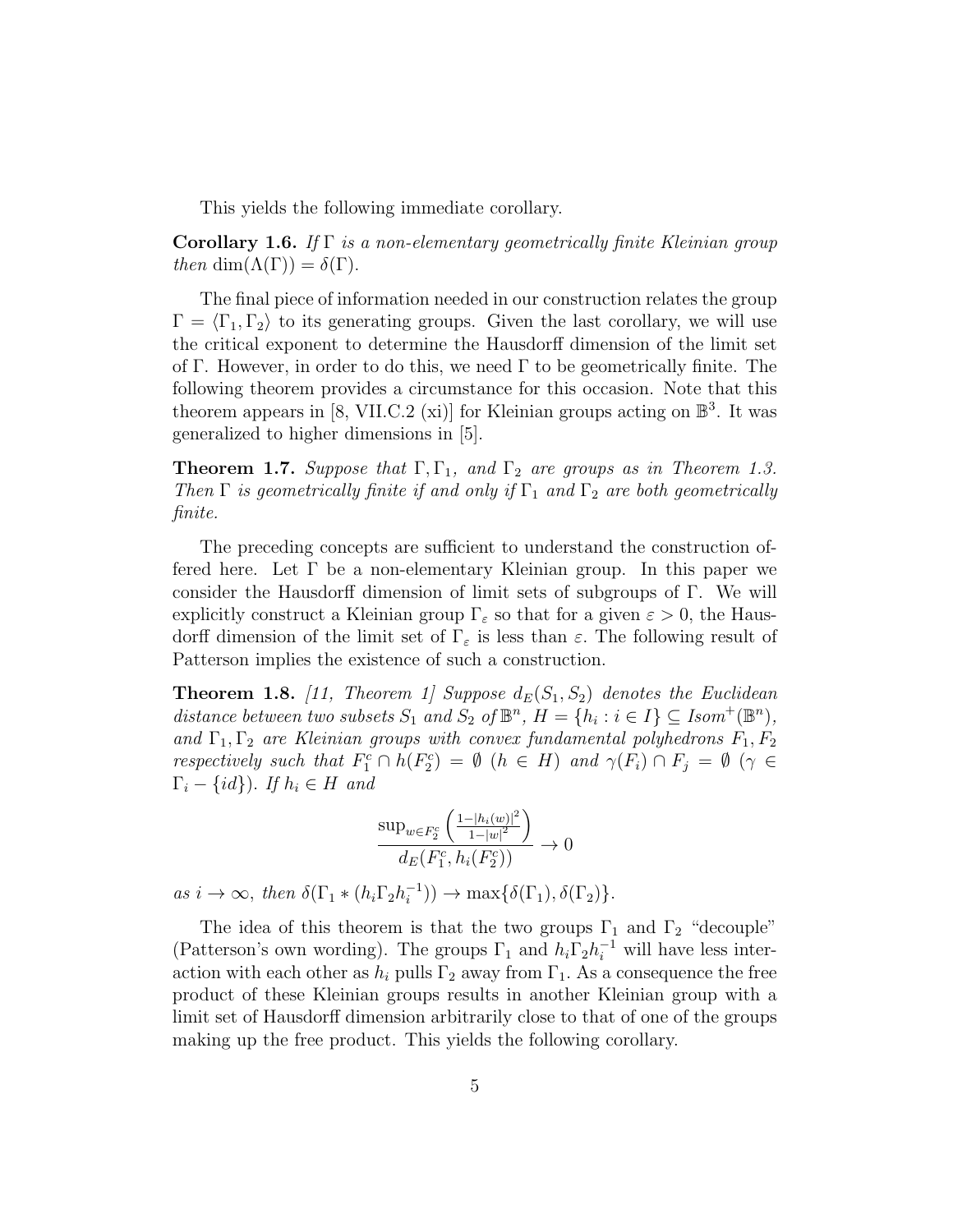This yields the following immediate corollary.

**Corollary 1.6.** *If $\Gamma$ is a non-elementary geometrically finite Kleinian group then $\dim(\Lambda(\Gamma)) = \delta(\Gamma)$.*

The final piece of information needed in our construction relates the group $\Gamma = \langle \Gamma_1, \Gamma_2 \rangle$ to its generating groups. Given the last corollary, we will use the critical exponent to determine the Hausdorff dimension of the limit set of $\Gamma$. However, in order to do this, we need $\Gamma$ to be geometrically finite. The following theorem provides a circumstance for this occasion. Note that this theorem appears in [8, VII.C.2 (xi)] for Kleinian groups acting on $\mathbb{B}^3$. It was generalized to higher dimensions in [5].

**Theorem 1.7.** *Suppose that $\Gamma, \Gamma_1$, and $\Gamma_2$ are groups as in Theorem 1.3. Then $\Gamma$ is geometrically finite if and only if $\Gamma_1$ and $\Gamma_2$ are both geometrically finite.*

The preceding concepts are sufficient to understand the construction offered here. Let $\Gamma$ be a non-elementary Kleinian group. In this paper we consider the Hausdorff dimension of limit sets of subgroups of $\Gamma$. We will explicitly construct a Kleinian group $\Gamma_\varepsilon$ so that for a given $\varepsilon > 0$, the Hausdorff dimension of the limit set of $\Gamma_\varepsilon$ is less than $\varepsilon$. The following result of Patterson implies the existence of such a construction.

**Theorem 1.8.** *[11, Theorem 1] Suppose $d_E(S_1, S_2)$ denotes the Euclidean distance between two subsets $S_1$ and $S_2$ of $\mathbb{B}^n$, $H = \{h_i : i \in I\} \subseteq Isom^+(\mathbb{B}^n)$, and $\Gamma_1, \Gamma_2$ are Kleinian groups with convex fundamental polyhedrons $F_1, F_2$ respectively such that $F_1^c \cap h(F_2^c) = \emptyset$ $(h \in H)$ and $\gamma(F_i) \cap F_j = \emptyset$ $(\gamma \in \Gamma_i - \{id\})$. If $h_i \in H$ and*

$$\frac{\sup_{w \in F_2^c} \left( \frac{1-|h_i(w)|^2}{1-|w|^2} \right)}{d_E(F_1^c, h_i(F_2^c))} \to 0$$

*as $i \to \infty$, then $\delta(\Gamma_1 * (h_i \Gamma_2 h_i^{-1})) \to \max\{\delta(\Gamma_1), \delta(\Gamma_2)\}$.*

The idea of this theorem is that the two groups $\Gamma_1$ and $\Gamma_2$ "decouple" (Patterson's own wording). The groups $\Gamma_1$ and $h_i \Gamma_2 h_i^{-1}$ will have less interaction with each other as $h_i$ pulls $\Gamma_2$ away from $\Gamma_1$. As a consequence the free product of these Kleinian groups results in another Kleinian group with a limit set of Hausdorff dimension arbitrarily close to that of one of the groups making up the free product. This yields the following corollary.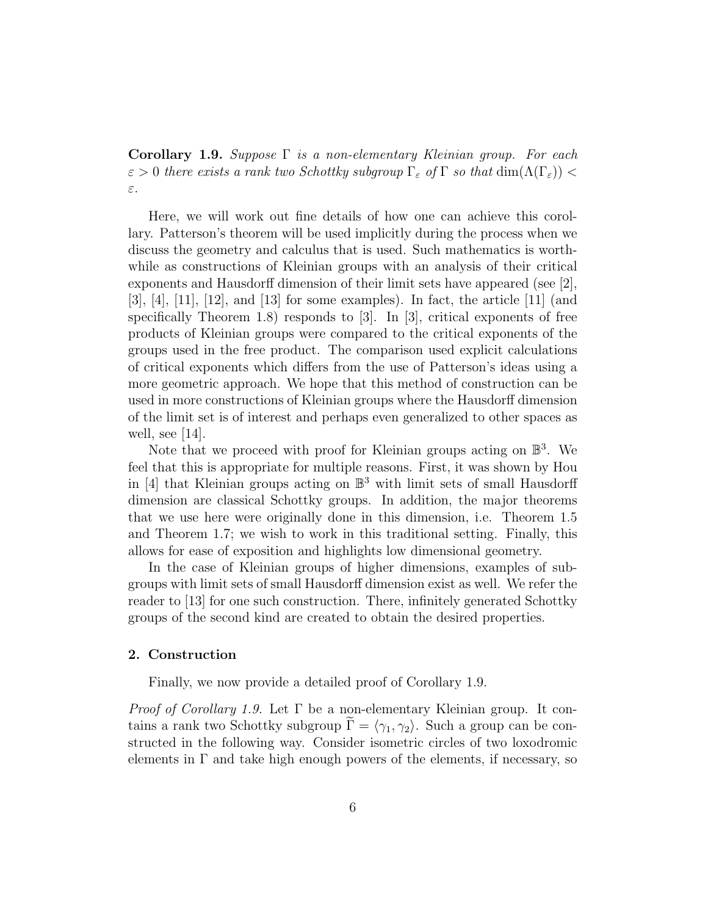**Corollary 1.9.** *Suppose $\Gamma$ is a non-elementary Kleinian group. For each $\varepsilon > 0$ there exists a rank two Schottky subgroup $\Gamma_\varepsilon$ of $\Gamma$ so that $\dim(\Lambda(\Gamma_\varepsilon)) < \varepsilon$.*

Here, we will work out fine details of how one can achieve this corollary. Patterson's theorem will be used implicitly during the process when we discuss the geometry and calculus that is used. Such mathematics is worthwhile as constructions of Kleinian groups with an analysis of their critical exponents and Hausdorff dimension of their limit sets have appeared (see [2], [3], [4], [11], [12], and [13] for some examples). In fact, the article [11] (and specifically Theorem 1.8) responds to [3]. In [3], critical exponents of free products of Kleinian groups were compared to the critical exponents of the groups used in the free product. The comparison used explicit calculations of critical exponents which differs from the use of Patterson's ideas using a more geometric approach. We hope that this method of construction can be used in more constructions of Kleinian groups where the Hausdorff dimension of the limit set is of interest and perhaps even generalized to other spaces as well, see [14].

Note that we proceed with proof for Kleinian groups acting on $\mathbb{B}^3$. We feel that this is appropriate for multiple reasons. First, it was shown by Hou in [4] that Kleinian groups acting on $\mathbb{B}^3$ with limit sets of small Hausdorff dimension are classical Schottky groups. In addition, the major theorems that we use here were originally done in this dimension, i.e. Theorem 1.5 and Theorem 1.7; we wish to work in this traditional setting. Finally, this allows for ease of exposition and highlights low dimensional geometry.

In the case of Kleinian groups of higher dimensions, examples of subgroups with limit sets of small Hausdorff dimension exist as well. We refer the reader to [13] for one such construction. There, infinitely generated Schottky groups of the second kind are created to obtain the desired properties.

## 2. Construction

Finally, we now provide a detailed proof of Corollary 1.9.

*Proof of Corollary 1.9.* Let $\Gamma$ be a non-elementary Kleinian group. It contains a rank two Schottky subgroup $\widetilde{\Gamma} = \langle \gamma_1, \gamma_2 \rangle$. Such a group can be constructed in the following way. Consider isometric circles of two loxodromic elements in $\Gamma$ and take high enough powers of the elements, if necessary, so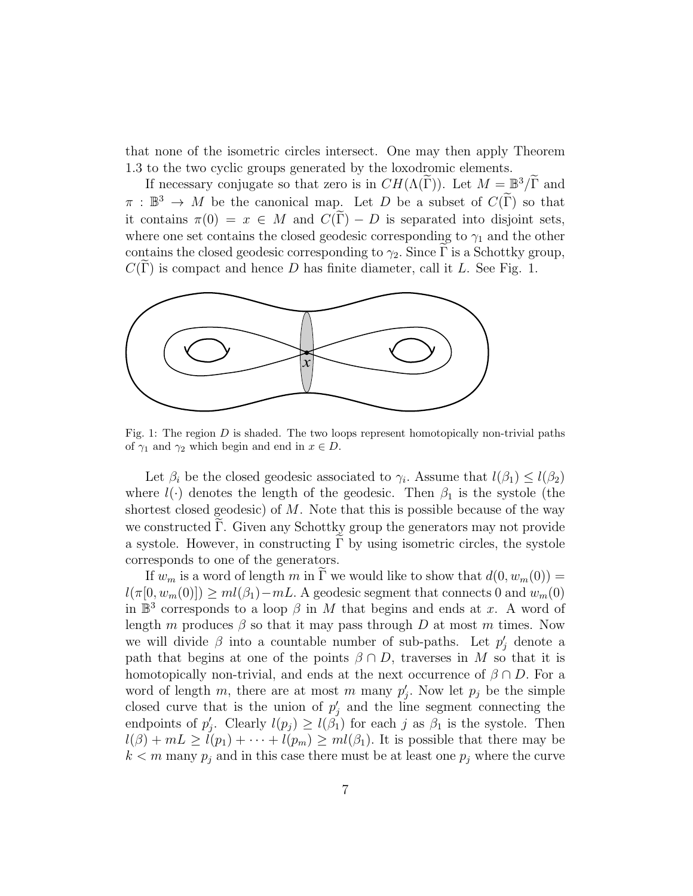that none of the isometric circles intersect. One may then apply Theorem 1.3 to the two cyclic groups generated by the loxodromic elements.

If necessary conjugate so that zero is in $CH(\Lambda(\widetilde{\Gamma}))$. Let $M = \mathbb{B}^3/\widetilde{\Gamma}$ and $\pi : \mathbb{B}^3 \to M$ be the canonical map. Let $D$ be a subset of $C(\widetilde{\Gamma})$ so that it contains $\pi(0) = x \in M$ and $C(\widetilde{\Gamma}) - D$ is separated into disjoint sets, where one set contains the closed geodesic corresponding to $\gamma_1$ and the other contains the closed geodesic corresponding to $\gamma_2$. Since $\widetilde{\Gamma}$ is a Schottky group, $C(\widetilde{\Gamma})$ is compact and hence $D$ has finite diameter, call it $L$. See Fig. 1.

Fig. 1: The region $D$ is shaded. The two loops represent homotopically non-trivial paths of $\gamma_1$ and $\gamma_2$ which begin and end in $x \in D$.

Let $\beta_i$ be the closed geodesic associated to $\gamma_i$. Assume that $l(\beta_1) \leq l(\beta_2)$ where $l(\cdot)$ denotes the length of the geodesic. Then $\beta_1$ is the systole (the shortest closed geodesic) of $M$. Note that this is possible because of the way we constructed $\widetilde{\Gamma}$. Given any Schottky group the generators may not provide a systole. However, in constructing $\widetilde{\Gamma}$ by using isometric circles, the systole corresponds to one of the generators.

If $w_m$ is a word of length $m$ in $\widetilde{\Gamma}$ we would like to show that $d(0, w_m(0)) = l(\pi[0, w_m(0)]) \geq ml(\beta_1) - mL$. A geodesic segment that connects 0 and $w_m(0)$ in $\mathbb{B}^3$ corresponds to a loop $\beta$ in $M$ that begins and ends at $x$. A word of length $m$ produces $\beta$ so that it may pass through $D$ at most $m$ times. Now we will divide $\beta$ into a countable number of sub-paths. Let $p_j'$ denote a path that begins at one of the points $\beta \cap D$, traverses in $M$ so that it is homotopically non-trivial, and ends at the next occurrence of $\beta \cap D$. For a word of length $m$, there are at most $m$ many $p_j'$. Now let $p_j$ be the simple closed curve that is the union of $p_j'$ and the line segment connecting the endpoints of $p_j'$. Clearly $l(p_j) \geq l(\beta_1)$ for each $j$ as $\beta_1$ is the systole. Then $l(\beta) + mL \geq l(p_1) + \cdots + l(p_m) \geq ml(\beta_1)$. It is possible that there may be $k < m$ many $p_j$ and in this case there must be at least one $p_j$ where the curve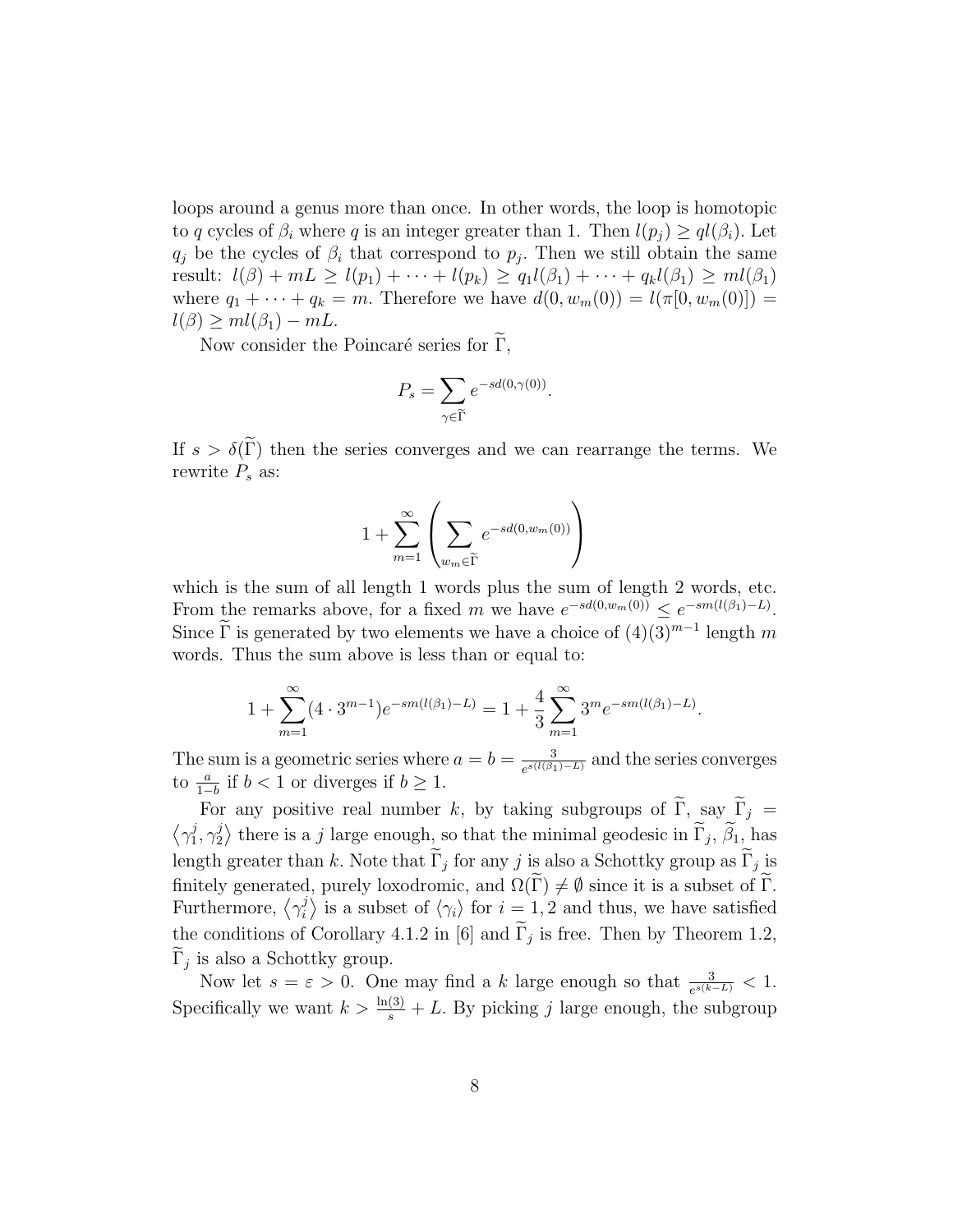loops around a genus more than once. In other words, the loop is homotopic to $q$ cycles of $\beta_i$ where $q$ is an integer greater than 1. Then $l(p_j) \geq ql(\beta_i)$. Let $q_j$ be the cycles of $\beta_i$ that correspond to $p_j$. Then we still obtain the same result: $l(\beta) + mL \geq l(p_1) + \cdots + l(p_k) \geq q_1 l(\beta_1) + \cdots + q_k l(\beta_1) \geq ml(\beta_1)$ where $q_1 + \cdots + q_k = m$. Therefore we have $d(0, w_m(0)) = l(\pi[0, w_m(0)]) = l(\beta) \geq ml(\beta_1) - mL$.

Now consider the Poincaré series for $\widetilde{\Gamma}$,

$$P_s = \sum_{\gamma \in \widetilde{\Gamma}} e^{-sd(0,\gamma(0))}.$$

If $s > \delta(\widetilde{\Gamma})$ then the series converges and we can rearrange the terms. We rewrite $P_s$ as:

$$1 + \sum_{m=1}^{\infty} \left( \sum_{w_m \in \widetilde{\Gamma}} e^{-sd(0,w_m(0))} \right)$$

which is the sum of all length 1 words plus the sum of length 2 words, etc. From the remarks above, for a fixed $m$ we have $e^{-sd(0,w_m(0))} \leq e^{-sm(l(\beta_1)-L)}$. Since $\widetilde{\Gamma}$ is generated by two elements we have a choice of $(4)(3)^{m-1}$ length $m$ words. Thus the sum above is less than or equal to:

$$1 + \sum_{m=1}^{\infty} (4 \cdot 3^{m-1}) e^{-sm(l(\beta_1)-L)} = 1 + \frac{4}{3} \sum_{m=1}^{\infty} 3^m e^{-sm(l(\beta_1)-L)}.$$

The sum is a geometric series where $a = b = \frac{3}{e^{s(l(\beta_1)-L)}}$ and the series converges to $\frac{a}{1-b}$ if $b < 1$ or diverges if $b \geq 1$.

For any positive real number $k$, by taking subgroups of $\widetilde{\Gamma}$, say $\widetilde{\Gamma}_j = \left\langle \gamma_1^j, \gamma_2^j \right\rangle$ there is a $j$ large enough, so that the minimal geodesic in $\widetilde{\Gamma}_j$, $\widetilde{\beta}_1$, has length greater than $k$. Note that $\widetilde{\Gamma}_j$ for any $j$ is also a Schottky group as $\widetilde{\Gamma}_j$ is finitely generated, purely loxodromic, and $\Omega(\widetilde{\Gamma}) \neq \emptyset$ since it is a subset of $\widetilde{\Gamma}$. Furthermore, $\left\langle \gamma_i^j \right\rangle$ is a subset of $\langle \gamma_i \rangle$ for $i = 1, 2$ and thus, we have satisfied the conditions of Corollary 4.1.2 in [6] and $\widetilde{\Gamma}_j$ is free. Then by Theorem 1.2, $\widetilde{\Gamma}_j$ is also a Schottky group.

Now let $s = \varepsilon > 0$. One may find a $k$ large enough so that $\frac{3}{e^{s(k-L)}} < 1$. Specifically we want $k > \frac{\ln(3)}{s} + L$. By picking $j$ large enough, the subgroup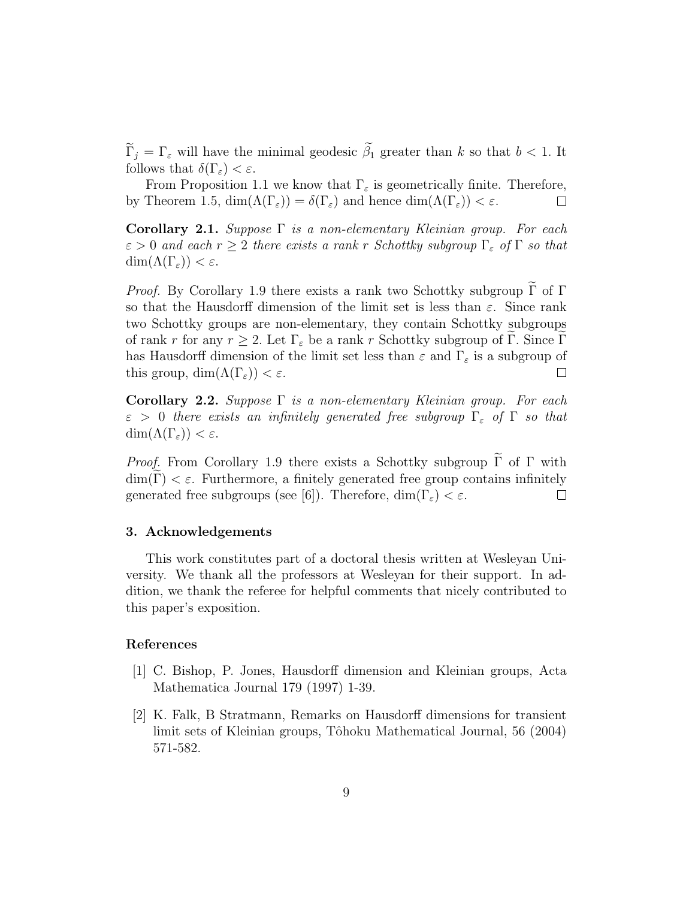$\widetilde{\Gamma}_j = \Gamma_\varepsilon$ will have the minimal geodesic $\widetilde{\beta}_1$ greater than $k$ so that $b < 1$. It follows that $\delta(\Gamma_\varepsilon) < \varepsilon$.

From Proposition 1.1 we know that $\Gamma_\varepsilon$ is geometrically finite. Therefore, by Theorem 1.5, $\dim(\Lambda(\Gamma_\varepsilon)) = \delta(\Gamma_\varepsilon)$ and hence $\dim(\Lambda(\Gamma_\varepsilon)) < \varepsilon$. $\square$

**Corollary 2.1.** *Suppose $\Gamma$ is a non-elementary Kleinian group. For each $\varepsilon > 0$ and each $r \geq 2$ there exists a rank $r$ Schottky subgroup $\Gamma_\varepsilon$ of $\Gamma$ so that $\dim(\Lambda(\Gamma_\varepsilon)) < \varepsilon$.*

*Proof.* By Corollary 1.9 there exists a rank two Schottky subgroup $\widetilde{\Gamma}$ of $\Gamma$ so that the Hausdorff dimension of the limit set is less than $\varepsilon$. Since rank two Schottky groups are non-elementary, they contain Schottky subgroups of rank $r$ for any $r \geq 2$. Let $\Gamma_\varepsilon$ be a rank $r$ Schottky subgroup of $\widetilde{\Gamma}$. Since $\widetilde{\Gamma}$ has Hausdorff dimension of the limit set less than $\varepsilon$ and $\Gamma_\varepsilon$ is a subgroup of this group, $\dim(\Lambda(\Gamma_\varepsilon)) < \varepsilon$. $\square$

**Corollary 2.2.** *Suppose $\Gamma$ is a non-elementary Kleinian group. For each $\varepsilon > 0$ there exists an infinitely generated free subgroup $\Gamma_\varepsilon$ of $\Gamma$ so that $\dim(\Lambda(\Gamma_\varepsilon)) < \varepsilon$.*

*Proof.* From Corollary 1.9 there exists a Schottky subgroup $\widetilde{\Gamma}$ of $\Gamma$ with $\dim(\widetilde{\Gamma}) < \varepsilon$. Furthermore, a finitely generated free group contains infinitely generated free subgroups (see [6]). Therefore, $\dim(\Gamma_\varepsilon) < \varepsilon$. $\square$

## 3. Acknowledgements

This work constitutes part of a doctoral thesis written at Wesleyan University. We thank all the professors at Wesleyan for their support. In addition, we thank the referee for helpful comments that nicely contributed to this paper's exposition.

## References

[1] C. Bishop, P. Jones, Hausdorff dimension and Kleinian groups, Acta Mathematica Journal 179 (1997) 1-39.

[2] K. Falk, B Stratmann, Remarks on Hausdorff dimensions for transient limit sets of Kleinian groups, Tôhoku Mathematical Journal, 56 (2004) 571-582.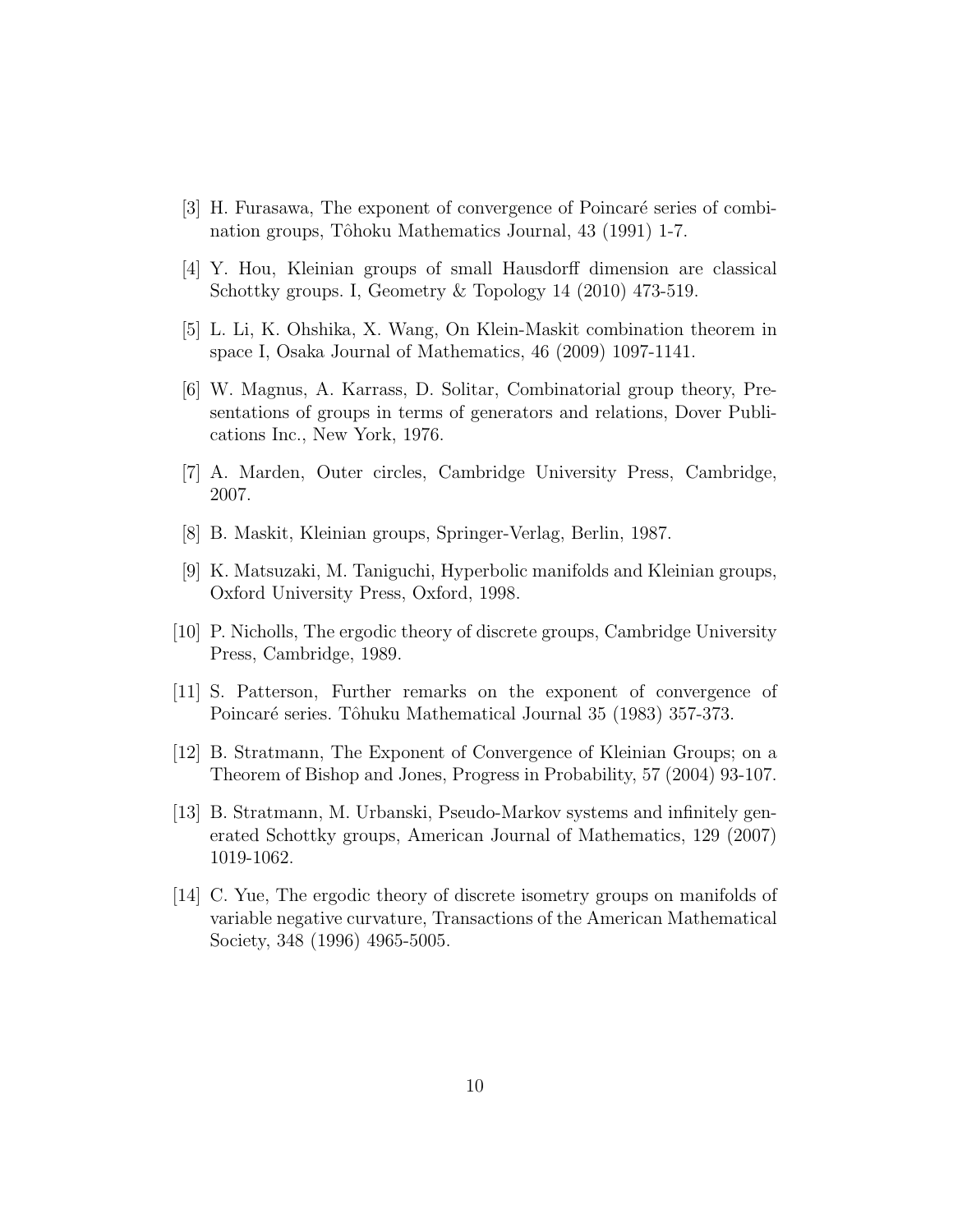[3] H. Furasawa, The exponent of convergence of Poincaré series of combination groups, Tôhoku Mathematics Journal, 43 (1991) 1-7.

[4] Y. Hou, Kleinian groups of small Hausdorff dimension are classical Schottky groups. I, Geometry & Topology 14 (2010) 473-519.

[5] L. Li, K. Ohshika, X. Wang, On Klein-Maskit combination theorem in space I, Osaka Journal of Mathematics, 46 (2009) 1097-1141.

[6] W. Magnus, A. Karrass, D. Solitar, Combinatorial group theory, Presentations of groups in terms of generators and relations, Dover Publications Inc., New York, 1976.

[7] A. Marden, Outer circles, Cambridge University Press, Cambridge, 2007.

[8] B. Maskit, Kleinian groups, Springer-Verlag, Berlin, 1987.

[9] K. Matsuzaki, M. Taniguchi, Hyperbolic manifolds and Kleinian groups, Oxford University Press, Oxford, 1998.

[10] P. Nicholls, The ergodic theory of discrete groups, Cambridge University Press, Cambridge, 1989.

[11] S. Patterson, Further remarks on the exponent of convergence of Poincaré series. Tôhuku Mathematical Journal 35 (1983) 357-373.

[12] B. Stratmann, The Exponent of Convergence of Kleinian Groups; on a Theorem of Bishop and Jones, Progress in Probability, 57 (2004) 93-107.

[13] B. Stratmann, M. Urbanski, Pseudo-Markov systems and infinitely generated Schottky groups, American Journal of Mathematics, 129 (2007) 1019-1062.

[14] C. Yue, The ergodic theory of discrete isometry groups on manifolds of variable negative curvature, Transactions of the American Mathematical Society, 348 (1996) 4965-5005.